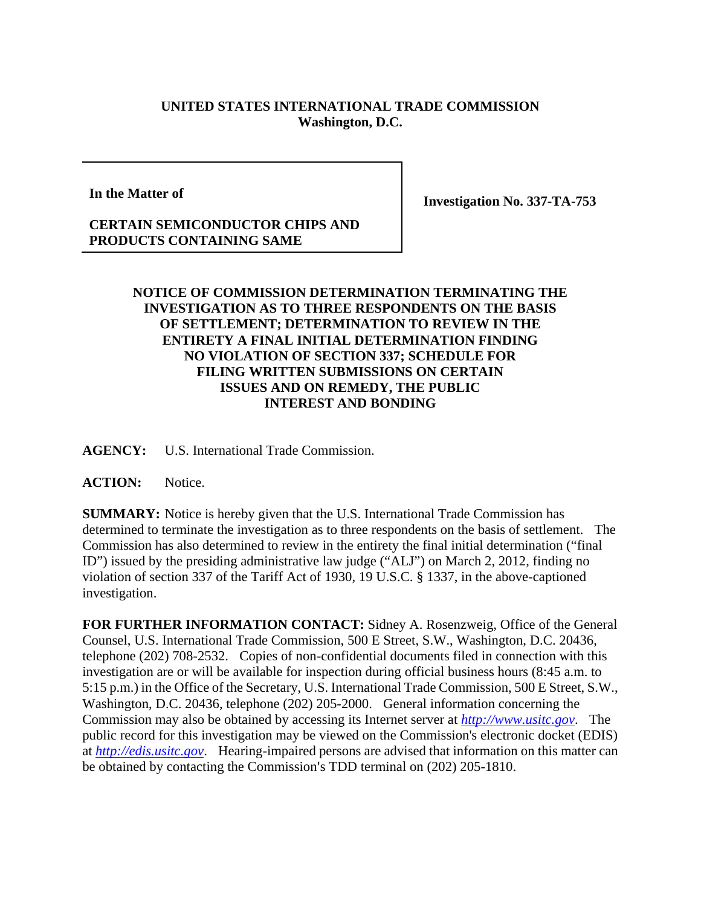**UNITED STATES INTERNATIONAL TRADE COMMISSION**
**Washington, D.C.**

| **In the Matter of**<br><br>**CERTAIN SEMICONDUCTOR CHIPS AND PRODUCTS CONTAINING SAME** | **Investigation No. 337-TA-753** |
|---|---|

**NOTICE OF COMMISSION DETERMINATION TERMINATING THE INVESTIGATION AS TO THREE RESPONDENTS ON THE BASIS OF SETTLEMENT; DETERMINATION TO REVIEW IN THE ENTIRETY A FINAL INITIAL DETERMINATION FINDING NO VIOLATION OF SECTION 337; SCHEDULE FOR FILING WRITTEN SUBMISSIONS ON CERTAIN ISSUES AND ON REMEDY, THE PUBLIC INTEREST AND BONDING**

**AGENCY:** U.S. International Trade Commission.

**ACTION:** Notice.

**SUMMARY:** Notice is hereby given that the U.S. International Trade Commission has determined to terminate the investigation as to three respondents on the basis of settlement. The Commission has also determined to review in the entirety the final initial determination ("final ID") issued by the presiding administrative law judge ("ALJ") on March 2, 2012, finding no violation of section 337 of the Tariff Act of 1930, 19 U.S.C. § 1337, in the above-captioned investigation.

**FOR FURTHER INFORMATION CONTACT:** Sidney A. Rosenzweig, Office of the General Counsel, U.S. International Trade Commission, 500 E Street, S.W., Washington, D.C. 20436, telephone (202) 708-2532. Copies of non-confidential documents filed in connection with this investigation are or will be available for inspection during official business hours (8:45 a.m. to 5:15 p.m.) in the Office of the Secretary, U.S. International Trade Commission, 500 E Street, S.W., Washington, D.C. 20436, telephone (202) 205-2000. General information concerning the Commission may also be obtained by accessing its Internet server at *http://www.usitc.gov*. The public record for this investigation may be viewed on the Commission's electronic docket (EDIS) at *http://edis.usitc.gov*. Hearing-impaired persons are advised that information on this matter can be obtained by contacting the Commission's TDD terminal on (202) 205-1810.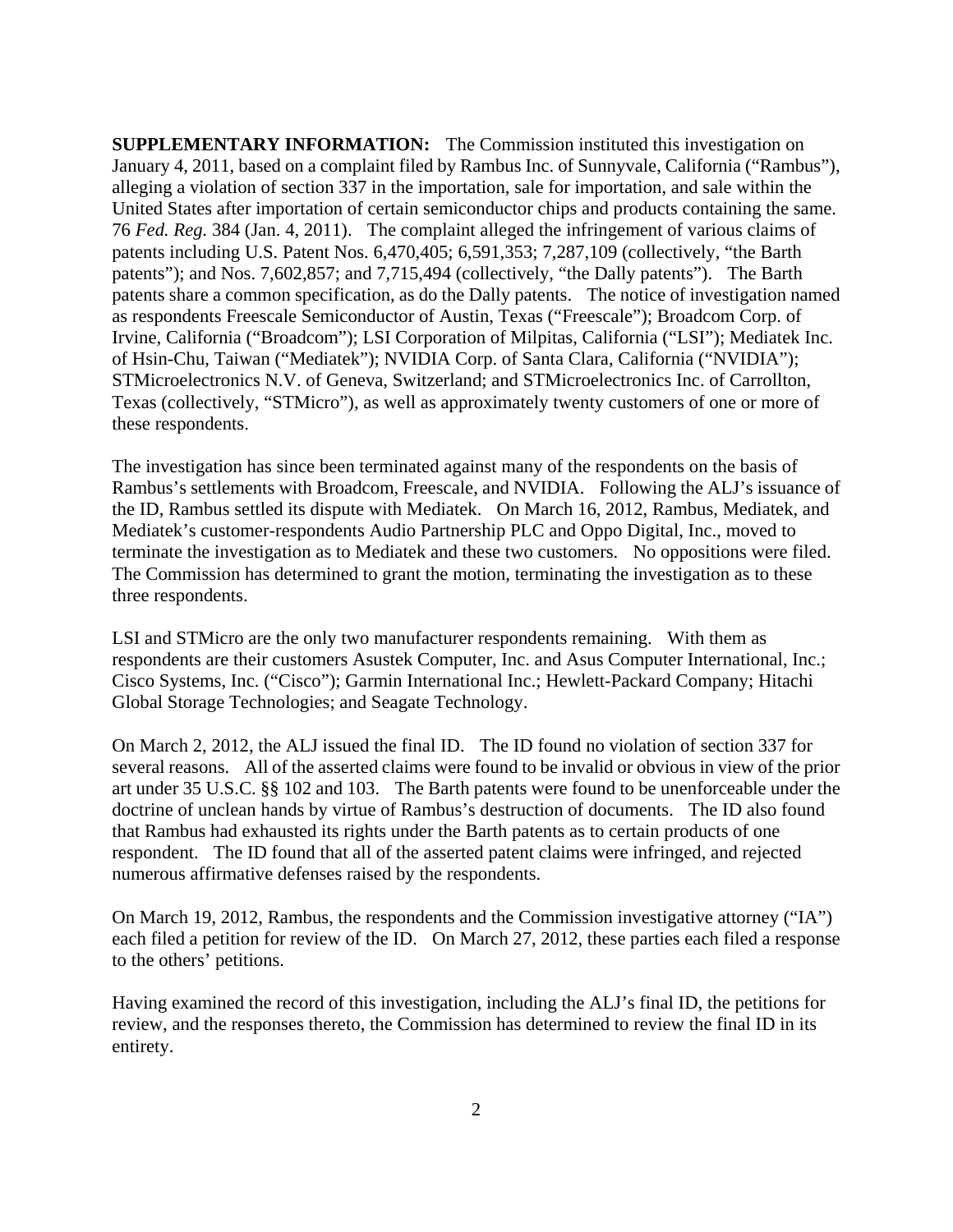**SUPPLEMENTARY INFORMATION:** The Commission instituted this investigation on January 4, 2011, based on a complaint filed by Rambus Inc. of Sunnyvale, California ("Rambus"), alleging a violation of section 337 in the importation, sale for importation, and sale within the United States after importation of certain semiconductor chips and products containing the same. 76 *Fed. Reg.* 384 (Jan. 4, 2011). The complaint alleged the infringement of various claims of patents including U.S. Patent Nos. 6,470,405; 6,591,353; 7,287,109 (collectively, "the Barth patents"); and Nos. 7,602,857; and 7,715,494 (collectively, "the Dally patents"). The Barth patents share a common specification, as do the Dally patents. The notice of investigation named as respondents Freescale Semiconductor of Austin, Texas ("Freescale"); Broadcom Corp. of Irvine, California ("Broadcom"); LSI Corporation of Milpitas, California ("LSI"); Mediatek Inc. of Hsin-Chu, Taiwan ("Mediatek"); NVIDIA Corp. of Santa Clara, California ("NVIDIA"); STMicroelectronics N.V. of Geneva, Switzerland; and STMicroelectronics Inc. of Carrollton, Texas (collectively, "STMicro"), as well as approximately twenty customers of one or more of these respondents.

The investigation has since been terminated against many of the respondents on the basis of Rambus's settlements with Broadcom, Freescale, and NVIDIA. Following the ALJ's issuance of the ID, Rambus settled its dispute with Mediatek. On March 16, 2012, Rambus, Mediatek, and Mediatek's customer-respondents Audio Partnership PLC and Oppo Digital, Inc., moved to terminate the investigation as to Mediatek and these two customers. No oppositions were filed. The Commission has determined to grant the motion, terminating the investigation as to these three respondents.

LSI and STMicro are the only two manufacturer respondents remaining. With them as respondents are their customers Asustek Computer, Inc. and Asus Computer International, Inc.; Cisco Systems, Inc. ("Cisco"); Garmin International Inc.; Hewlett-Packard Company; Hitachi Global Storage Technologies; and Seagate Technology.

On March 2, 2012, the ALJ issued the final ID. The ID found no violation of section 337 for several reasons. All of the asserted claims were found to be invalid or obvious in view of the prior art under 35 U.S.C. §§ 102 and 103. The Barth patents were found to be unenforceable under the doctrine of unclean hands by virtue of Rambus's destruction of documents. The ID also found that Rambus had exhausted its rights under the Barth patents as to certain products of one respondent. The ID found that all of the asserted patent claims were infringed, and rejected numerous affirmative defenses raised by the respondents.

On March 19, 2012, Rambus, the respondents and the Commission investigative attorney ("IA") each filed a petition for review of the ID. On March 27, 2012, these parties each filed a response to the others' petitions.

Having examined the record of this investigation, including the ALJ's final ID, the petitions for review, and the responses thereto, the Commission has determined to review the final ID in its entirety.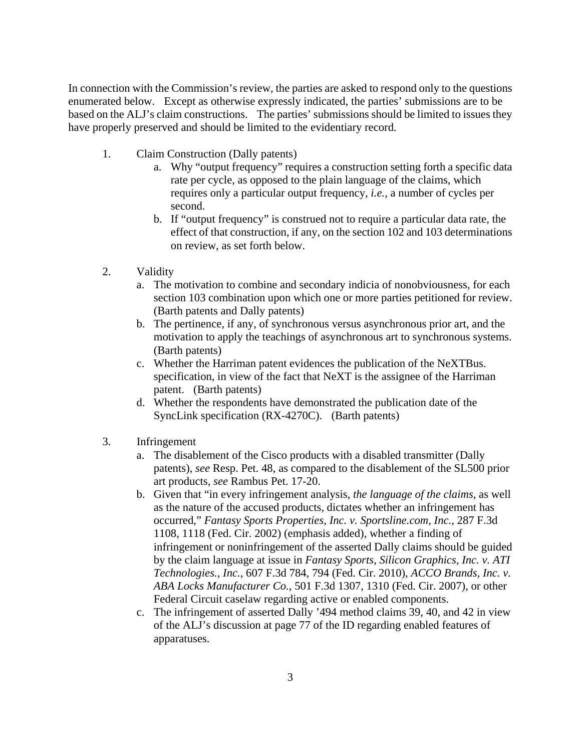In connection with the Commission's review, the parties are asked to respond only to the questions enumerated below. Except as otherwise expressly indicated, the parties' submissions are to be based on the ALJ's claim constructions. The parties' submissions should be limited to issues they have properly preserved and should be limited to the evidentiary record.

1. Claim Construction (Dally patents)
    a. Why "output frequency" requires a construction setting forth a specific data rate per cycle, as opposed to the plain language of the claims, which requires only a particular output frequency, *i.e.*, a number of cycles per second.
    b. If "output frequency" is construed not to require a particular data rate, the effect of that construction, if any, on the section 102 and 103 determinations on review, as set forth below.

2. Validity
    a. The motivation to combine and secondary indicia of nonobviousness, for each section 103 combination upon which one or more parties petitioned for review. (Barth patents and Dally patents)
    b. The pertinence, if any, of synchronous versus asynchronous prior art, and the motivation to apply the teachings of asynchronous art to synchronous systems. (Barth patents)
    c. Whether the Harriman patent evidences the publication of the NeXTBus. specification, in view of the fact that NeXT is the assignee of the Harriman patent. (Barth patents)
    d. Whether the respondents have demonstrated the publication date of the SyncLink specification (RX-4270C). (Barth patents)

3. Infringement
    a. The disablement of the Cisco products with a disabled transmitter (Dally patents), *see* Resp. Pet. 48, as compared to the disablement of the SL500 prior art products, *see* Rambus Pet. 17-20.
    b. Given that "in every infringement analysis, *the language of the claims*, as well as the nature of the accused products, dictates whether an infringement has occurred," *Fantasy Sports Properties, Inc. v. Sportsline.com, Inc.*, 287 F.3d 1108, 1118 (Fed. Cir. 2002) (emphasis added), whether a finding of infringement or noninfringement of the asserted Dally claims should be guided by the claim language at issue in *Fantasy Sports*, *Silicon Graphics, Inc. v. ATI Technologies., Inc.*, 607 F.3d 784, 794 (Fed. Cir. 2010), *ACCO Brands, Inc. v. ABA Locks Manufacturer Co.*, 501 F.3d 1307, 1310 (Fed. Cir. 2007), or other Federal Circuit caselaw regarding active or enabled components.
    c. The infringement of asserted Dally '494 method claims 39, 40, and 42 in view of the ALJ's discussion at page 77 of the ID regarding enabled features of apparatuses.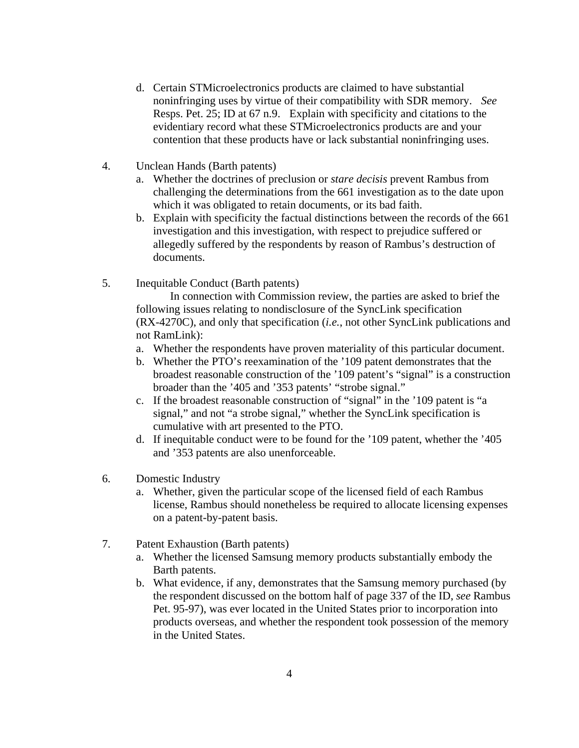d. Certain STMicroelectronics products are claimed to have substantial noninfringing uses by virtue of their compatibility with SDR memory. *See* Resps. Pet. 25; ID at 67 n.9. Explain with specificity and citations to the evidentiary record what these STMicroelectronics products are and your contention that these products have or lack substantial noninfringing uses.

4. Unclean Hands (Barth patents)
   a. Whether the doctrines of preclusion or *stare decisis* prevent Rambus from challenging the determinations from the 661 investigation as to the date upon which it was obligated to retain documents, or its bad faith.
   b. Explain with specificity the factual distinctions between the records of the 661 investigation and this investigation, with respect to prejudice suffered or allegedly suffered by the respondents by reason of Rambus's destruction of documents.

5. Inequitable Conduct (Barth patents)

   In connection with Commission review, the parties are asked to brief the following issues relating to nondisclosure of the SyncLink specification (RX-4270C), and only that specification (*i.e.*, not other SyncLink publications and not RamLink):
   a. Whether the respondents have proven materiality of this particular document.
   b. Whether the PTO's reexamination of the '109 patent demonstrates that the broadest reasonable construction of the '109 patent's "signal" is a construction broader than the '405 and '353 patents' "strobe signal."
   c. If the broadest reasonable construction of "signal" in the '109 patent is "a signal," and not "a strobe signal," whether the SyncLink specification is cumulative with art presented to the PTO.
   d. If inequitable conduct were to be found for the '109 patent, whether the '405 and '353 patents are also unenforceable.

6. Domestic Industry
   a. Whether, given the particular scope of the licensed field of each Rambus license, Rambus should nonetheless be required to allocate licensing expenses on a patent-by-patent basis.

7. Patent Exhaustion (Barth patents)
   a. Whether the licensed Samsung memory products substantially embody the Barth patents.
   b. What evidence, if any, demonstrates that the Samsung memory purchased (by the respondent discussed on the bottom half of page 337 of the ID, *see* Rambus Pet. 95-97), was ever located in the United States prior to incorporation into products overseas, and whether the respondent took possession of the memory in the United States.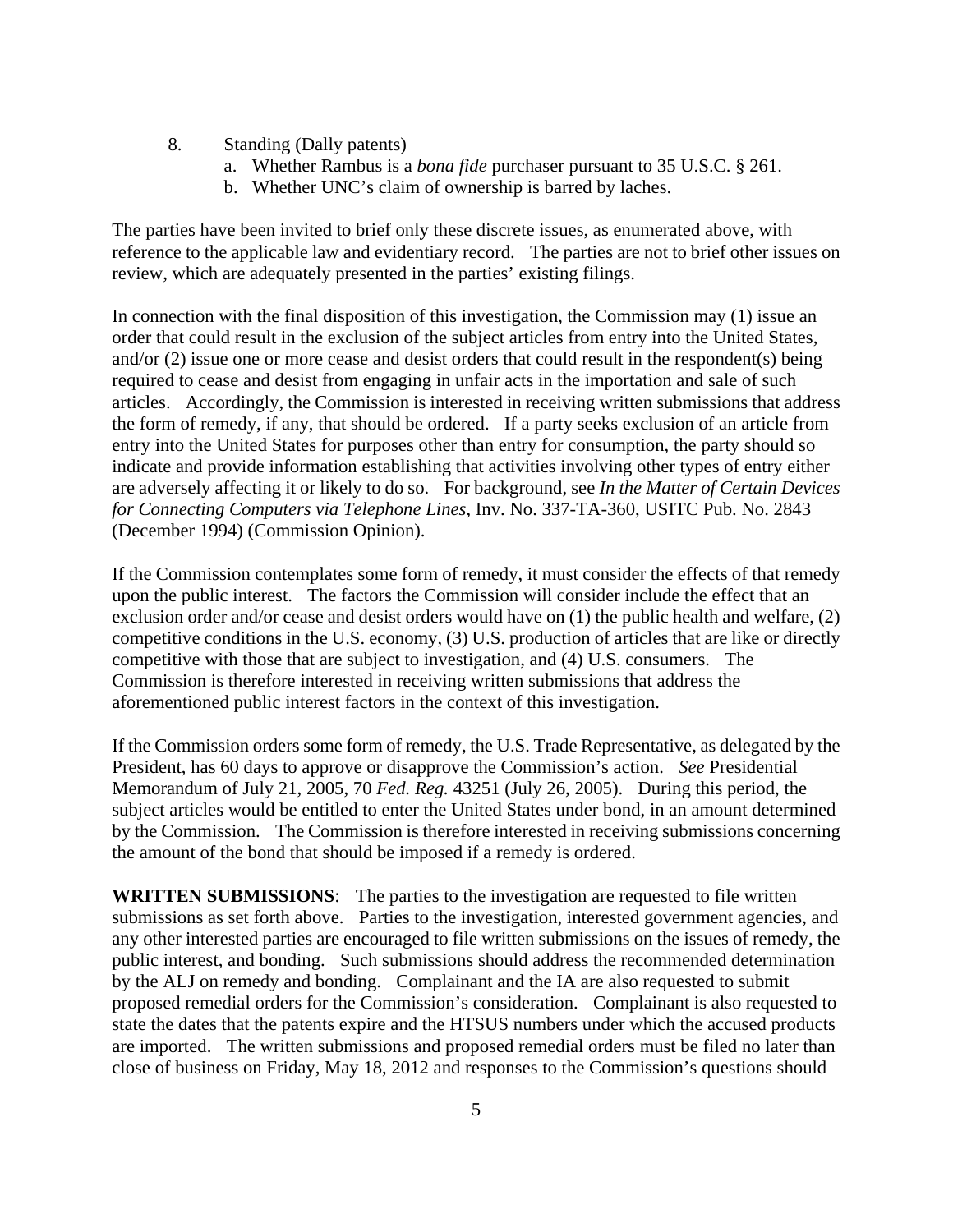8. Standing (Dally patents)
    a. Whether Rambus is a *bona fide* purchaser pursuant to 35 U.S.C. § 261.
    b. Whether UNC's claim of ownership is barred by laches.

The parties have been invited to brief only these discrete issues, as enumerated above, with reference to the applicable law and evidentiary record. The parties are not to brief other issues on review, which are adequately presented in the parties' existing filings.

In connection with the final disposition of this investigation, the Commission may (1) issue an order that could result in the exclusion of the subject articles from entry into the United States, and/or (2) issue one or more cease and desist orders that could result in the respondent(s) being required to cease and desist from engaging in unfair acts in the importation and sale of such articles. Accordingly, the Commission is interested in receiving written submissions that address the form of remedy, if any, that should be ordered. If a party seeks exclusion of an article from entry into the United States for purposes other than entry for consumption, the party should so indicate and provide information establishing that activities involving other types of entry either are adversely affecting it or likely to do so. For background, see *In the Matter of Certain Devices for Connecting Computers via Telephone Lines*, Inv. No. 337-TA-360, USITC Pub. No. 2843 (December 1994) (Commission Opinion).

If the Commission contemplates some form of remedy, it must consider the effects of that remedy upon the public interest. The factors the Commission will consider include the effect that an exclusion order and/or cease and desist orders would have on (1) the public health and welfare, (2) competitive conditions in the U.S. economy, (3) U.S. production of articles that are like or directly competitive with those that are subject to investigation, and (4) U.S. consumers. The Commission is therefore interested in receiving written submissions that address the aforementioned public interest factors in the context of this investigation.

If the Commission orders some form of remedy, the U.S. Trade Representative, as delegated by the President, has 60 days to approve or disapprove the Commission's action. *See* Presidential Memorandum of July 21, 2005, 70 *Fed. Reg.* 43251 (July 26, 2005). During this period, the subject articles would be entitled to enter the United States under bond, in an amount determined by the Commission. The Commission is therefore interested in receiving submissions concerning the amount of the bond that should be imposed if a remedy is ordered.

**WRITTEN SUBMISSIONS**: The parties to the investigation are requested to file written submissions as set forth above. Parties to the investigation, interested government agencies, and any other interested parties are encouraged to file written submissions on the issues of remedy, the public interest, and bonding. Such submissions should address the recommended determination by the ALJ on remedy and bonding. Complainant and the IA are also requested to submit proposed remedial orders for the Commission's consideration. Complainant is also requested to state the dates that the patents expire and the HTSUS numbers under which the accused products are imported. The written submissions and proposed remedial orders must be filed no later than close of business on Friday, May 18, 2012 and responses to the Commission's questions should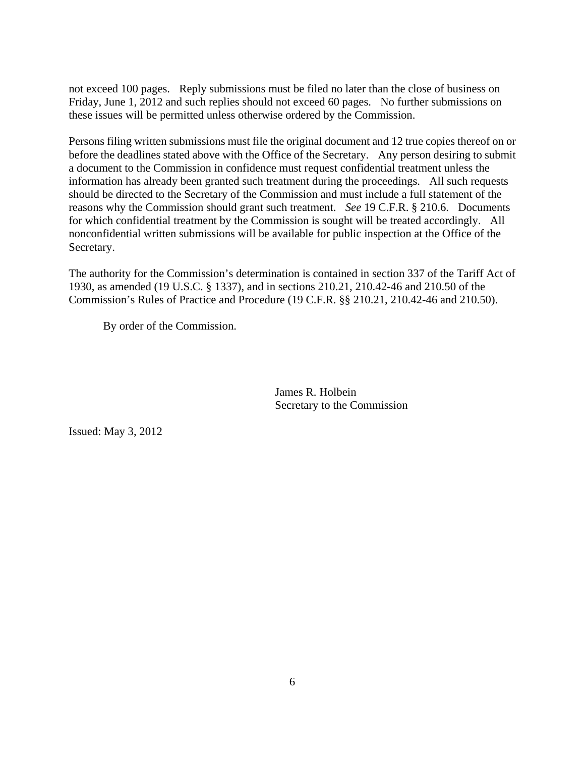not exceed 100 pages. Reply submissions must be filed no later than the close of business on Friday, June 1, 2012 and such replies should not exceed 60 pages. No further submissions on these issues will be permitted unless otherwise ordered by the Commission.

Persons filing written submissions must file the original document and 12 true copies thereof on or before the deadlines stated above with the Office of the Secretary. Any person desiring to submit a document to the Commission in confidence must request confidential treatment unless the information has already been granted such treatment during the proceedings. All such requests should be directed to the Secretary of the Commission and must include a full statement of the reasons why the Commission should grant such treatment. *See* 19 C.F.R. § 210.6. Documents for which confidential treatment by the Commission is sought will be treated accordingly. All nonconfidential written submissions will be available for public inspection at the Office of the Secretary.

The authority for the Commission's determination is contained in section 337 of the Tariff Act of 1930, as amended (19 U.S.C. § 1337), and in sections 210.21, 210.42-46 and 210.50 of the Commission's Rules of Practice and Procedure (19 C.F.R. §§ 210.21, 210.42-46 and 210.50).

By order of the Commission.

James R. Holbein
Secretary to the Commission

Issued: May 3, 2012